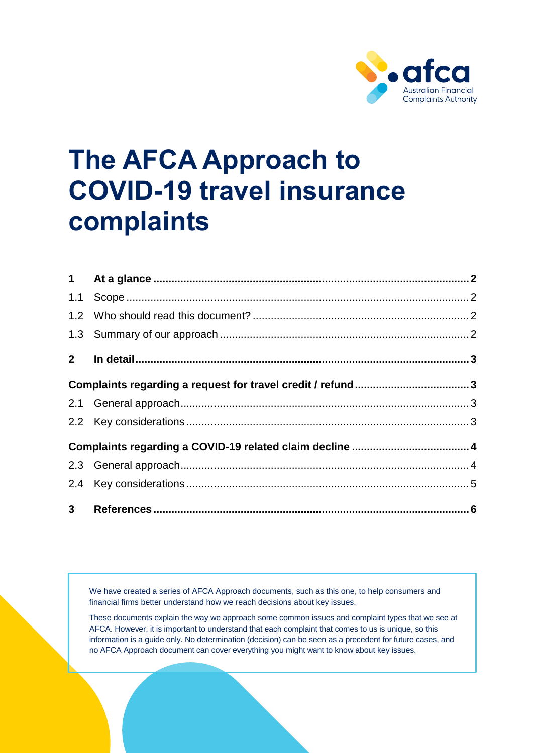# The AFCA Approach to COVID-19 travel insurance complaints

| | | |
|---|---|---|
| **1** | **At a glance** | **2** |
| 1.1 | Scope | 2 |
| 1.2 | Who should read this document? | 2 |
| 1.3 | Summary of our approach | 2 |
| **2** | **In detail** | **3** |
| **Complaints regarding a request for travel credit / refund** | | **3** |
| 2.1 | General approach | 3 |
| 2.2 | Key considerations | 3 |
| **Complaints regarding a COVID-19 related claim decline** | | **4** |
| 2.3 | General approach | 4 |
| 2.4 | Key considerations | 5 |
| **3** | **References** | **6** |

We have created a series of AFCA Approach documents, such as this one, to help consumers and financial firms better understand how we reach decisions about key issues.

These documents explain the way we approach some common issues and complaint types that we see at AFCA. However, it is important to understand that each complaint that comes to us is unique, so this information is a guide only. No determination (decision) can be seen as a precedent for future cases, and no AFCA Approach document can cover everything you might want to know about key issues.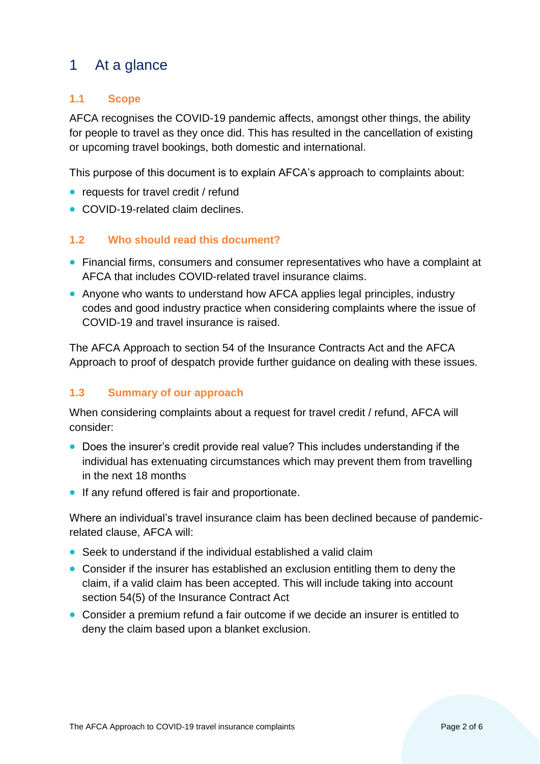# 1 At a glance

## 1.1 Scope

AFCA recognises the COVID-19 pandemic affects, amongst other things, the ability for people to travel as they once did. This has resulted in the cancellation of existing or upcoming travel bookings, both domestic and international.

This purpose of this document is to explain AFCA's approach to complaints about:

- requests for travel credit / refund
- COVID-19-related claim declines.

## 1.2 Who should read this document?

- Financial firms, consumers and consumer representatives who have a complaint at AFCA that includes COVID-related travel insurance claims.
- Anyone who wants to understand how AFCA applies legal principles, industry codes and good industry practice when considering complaints where the issue of COVID-19 and travel insurance is raised.

The AFCA Approach to section 54 of the Insurance Contracts Act and the AFCA Approach to proof of despatch provide further guidance on dealing with these issues.

## 1.3 Summary of our approach

When considering complaints about a request for travel credit / refund, AFCA will consider:

- Does the insurer's credit provide real value? This includes understanding if the individual has extenuating circumstances which may prevent them from travelling in the next 18 months
- If any refund offered is fair and proportionate.

Where an individual's travel insurance claim has been declined because of pandemic-related clause, AFCA will:

- Seek to understand if the individual established a valid claim
- Consider if the insurer has established an exclusion entitling them to deny the claim, if a valid claim has been accepted. This will include taking into account section 54(5) of the Insurance Contract Act
- Consider a premium refund a fair outcome if we decide an insurer is entitled to deny the claim based upon a blanket exclusion.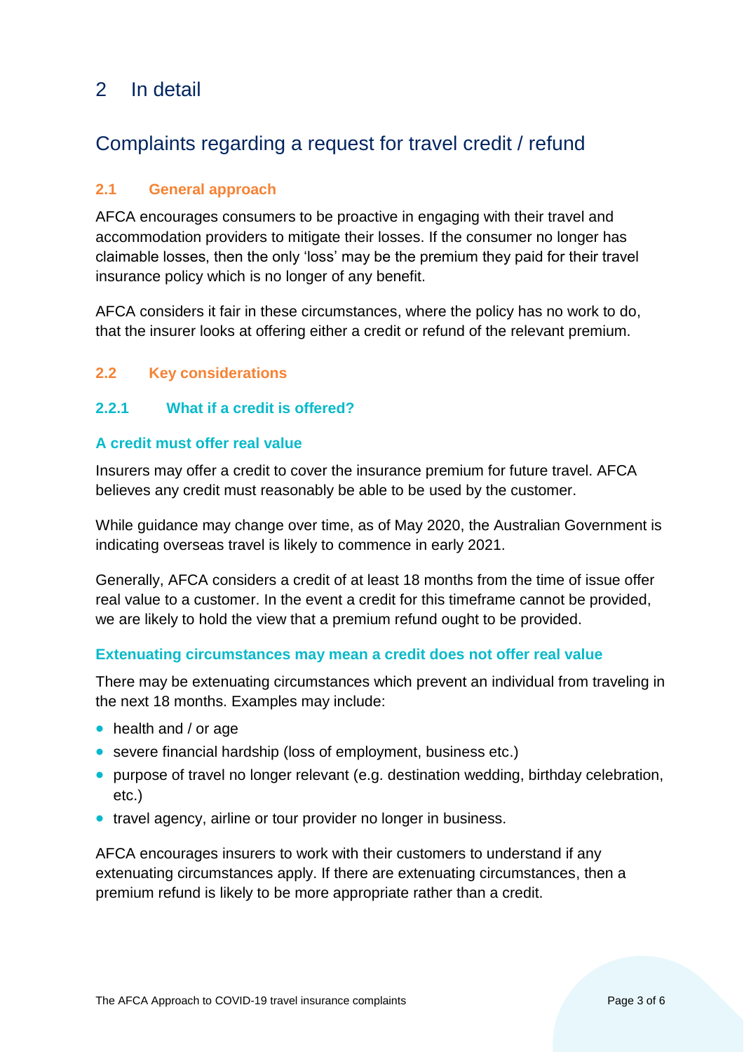# 2 In detail

## Complaints regarding a request for travel credit / refund

### 2.1 General approach

AFCA encourages consumers to be proactive in engaging with their travel and accommodation providers to mitigate their losses. If the consumer no longer has claimable losses, then the only 'loss' may be the premium they paid for their travel insurance policy which is no longer of any benefit.

AFCA considers it fair in these circumstances, where the policy has no work to do, that the insurer looks at offering either a credit or refund of the relevant premium.

### 2.2 Key considerations

#### 2.2.1 What if a credit is offered?

**A credit must offer real value**

Insurers may offer a credit to cover the insurance premium for future travel. AFCA believes any credit must reasonably be able to be used by the customer.

While guidance may change over time, as of May 2020, the Australian Government is indicating overseas travel is likely to commence in early 2021.

Generally, AFCA considers a credit of at least 18 months from the time of issue offer real value to a customer. In the event a credit for this timeframe cannot be provided, we are likely to hold the view that a premium refund ought to be provided.

**Extenuating circumstances may mean a credit does not offer real value**

There may be extenuating circumstances which prevent an individual from traveling in the next 18 months. Examples may include:

- health and / or age
- severe financial hardship (loss of employment, business etc.)
- purpose of travel no longer relevant (e.g. destination wedding, birthday celebration, etc.)
- travel agency, airline or tour provider no longer in business.

AFCA encourages insurers to work with their customers to understand if any extenuating circumstances apply. If there are extenuating circumstances, then a premium refund is likely to be more appropriate rather than a credit.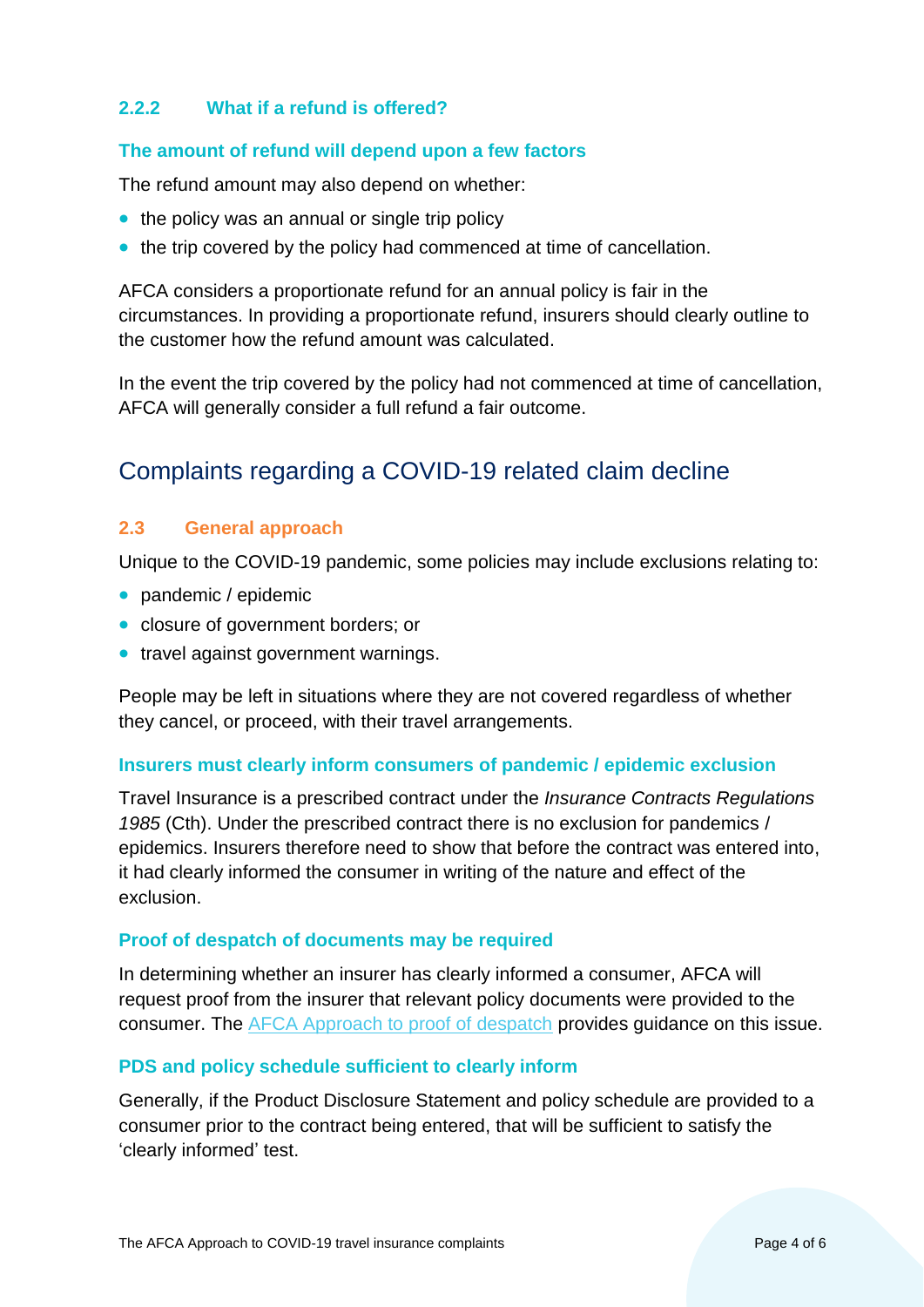### 2.2.2 What if a refund is offered?

#### The amount of refund will depend upon a few factors

The refund amount may also depend on whether:

- the policy was an annual or single trip policy
- the trip covered by the policy had commenced at time of cancellation.

AFCA considers a proportionate refund for an annual policy is fair in the circumstances. In providing a proportionate refund, insurers should clearly outline to the customer how the refund amount was calculated.

In the event the trip covered by the policy had not commenced at time of cancellation, AFCA will generally consider a full refund a fair outcome.

## Complaints regarding a COVID-19 related claim decline

### 2.3 General approach

Unique to the COVID-19 pandemic, some policies may include exclusions relating to:

- pandemic / epidemic
- closure of government borders; or
- travel against government warnings.

People may be left in situations where they are not covered regardless of whether they cancel, or proceed, with their travel arrangements.

#### Insurers must clearly inform consumers of pandemic / epidemic exclusion

Travel Insurance is a prescribed contract under the *Insurance Contracts Regulations 1985* (Cth). Under the prescribed contract there is no exclusion for pandemics / epidemics. Insurers therefore need to show that before the contract was entered into, it had clearly informed the consumer in writing of the nature and effect of the exclusion.

#### Proof of despatch of documents may be required

In determining whether an insurer has clearly informed a consumer, AFCA will request proof from the insurer that relevant policy documents were provided to the consumer. The AFCA Approach to proof of despatch provides guidance on this issue.

#### PDS and policy schedule sufficient to clearly inform

Generally, if the Product Disclosure Statement and policy schedule are provided to a consumer prior to the contract being entered, that will be sufficient to satisfy the 'clearly informed' test.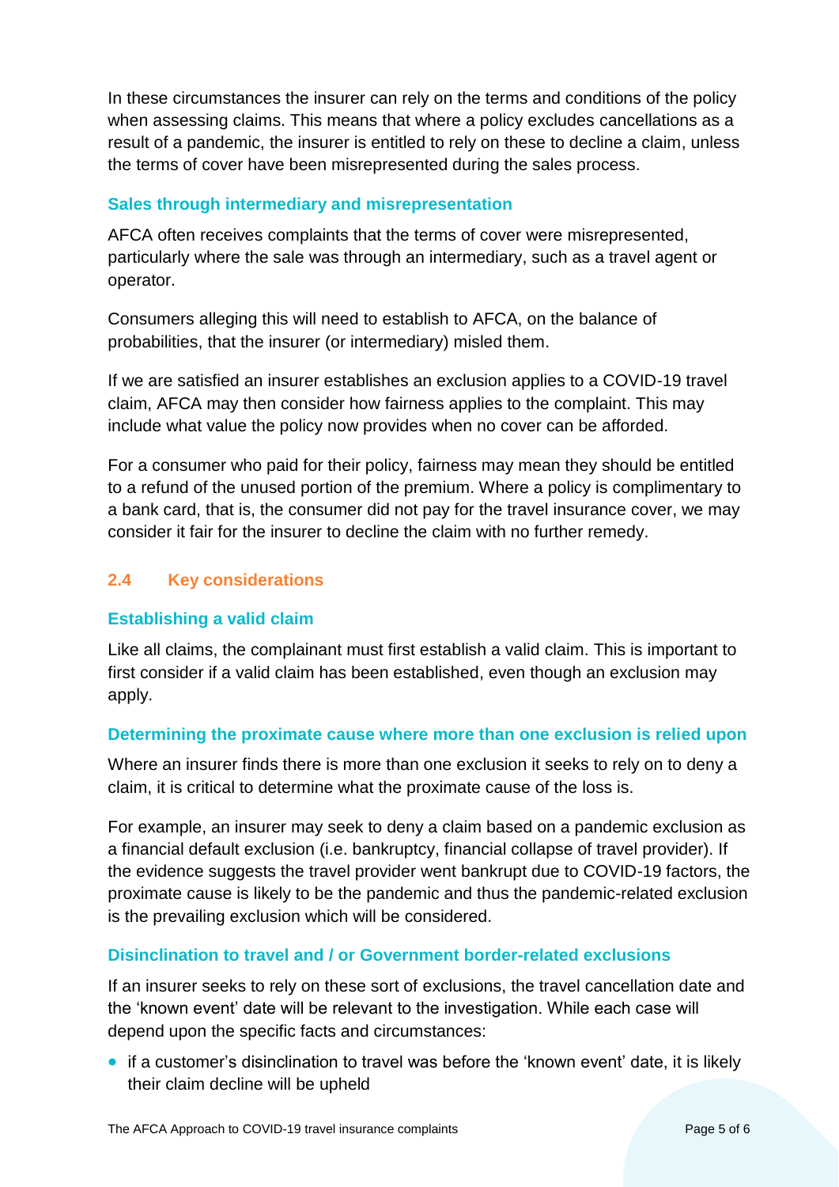In these circumstances the insurer can rely on the terms and conditions of the policy when assessing claims. This means that where a policy excludes cancellations as a result of a pandemic, the insurer is entitled to rely on these to decline a claim, unless the terms of cover have been misrepresented during the sales process.

### Sales through intermediary and misrepresentation

AFCA often receives complaints that the terms of cover were misrepresented, particularly where the sale was through an intermediary, such as a travel agent or operator.

Consumers alleging this will need to establish to AFCA, on the balance of probabilities, that the insurer (or intermediary) misled them.

If we are satisfied an insurer establishes an exclusion applies to a COVID-19 travel claim, AFCA may then consider how fairness applies to the complaint. This may include what value the policy now provides when no cover can be afforded.

For a consumer who paid for their policy, fairness may mean they should be entitled to a refund of the unused portion of the premium. Where a policy is complimentary to a bank card, that is, the consumer did not pay for the travel insurance cover, we may consider it fair for the insurer to decline the claim with no further remedy.

## 2.4 Key considerations

### Establishing a valid claim

Like all claims, the complainant must first establish a valid claim. This is important to first consider if a valid claim has been established, even though an exclusion may apply.

### Determining the proximate cause where more than one exclusion is relied upon

Where an insurer finds there is more than one exclusion it seeks to rely on to deny a claim, it is critical to determine what the proximate cause of the loss is.

For example, an insurer may seek to deny a claim based on a pandemic exclusion as a financial default exclusion (i.e. bankruptcy, financial collapse of travel provider). If the evidence suggests the travel provider went bankrupt due to COVID-19 factors, the proximate cause is likely to be the pandemic and thus the pandemic-related exclusion is the prevailing exclusion which will be considered.

### Disinclination to travel and / or Government border-related exclusions

If an insurer seeks to rely on these sort of exclusions, the travel cancellation date and the 'known event' date will be relevant to the investigation. While each case will depend upon the specific facts and circumstances:

- if a customer's disinclination to travel was before the 'known event' date, it is likely their claim decline will be upheld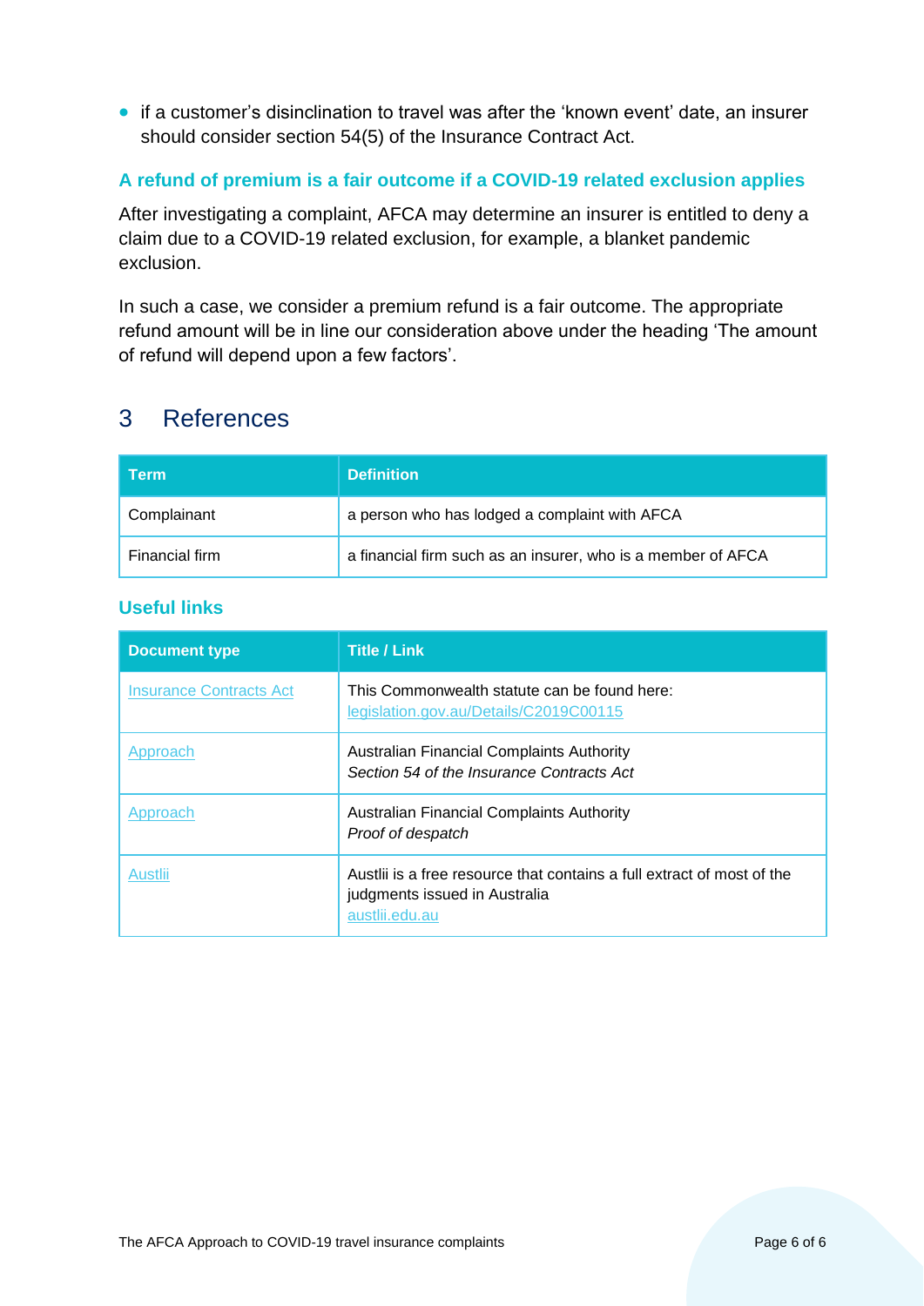- if a customer's disinclination to travel was after the 'known event' date, an insurer should consider section 54(5) of the Insurance Contract Act.

### A refund of premium is a fair outcome if a COVID-19 related exclusion applies

After investigating a complaint, AFCA may determine an insurer is entitled to deny a claim due to a COVID-19 related exclusion, for example, a blanket pandemic exclusion.

In such a case, we consider a premium refund is a fair outcome. The appropriate refund amount will be in line our consideration above under the heading 'The amount of refund will depend upon a few factors'.

## 3 References

| Term | Definition |
|---|---|
| Complainant | a person who has lodged a complaint with AFCA |
| Financial firm | a financial firm such as an insurer, who is a member of AFCA |

### Useful links

| Document type | Title / Link |
|---|---|
| Insurance Contracts Act | This Commonwealth statute can be found here: legislation.gov.au/Details/C2019C00115 |
| Approach | Australian Financial Complaints Authority *Section 54 of the Insurance Contracts Act* |
| Approach | Australian Financial Complaints Authority *Proof of despatch* |
| Austlii | Austlii is a free resource that contains a full extract of most of the judgments issued in Australia austlii.edu.au |